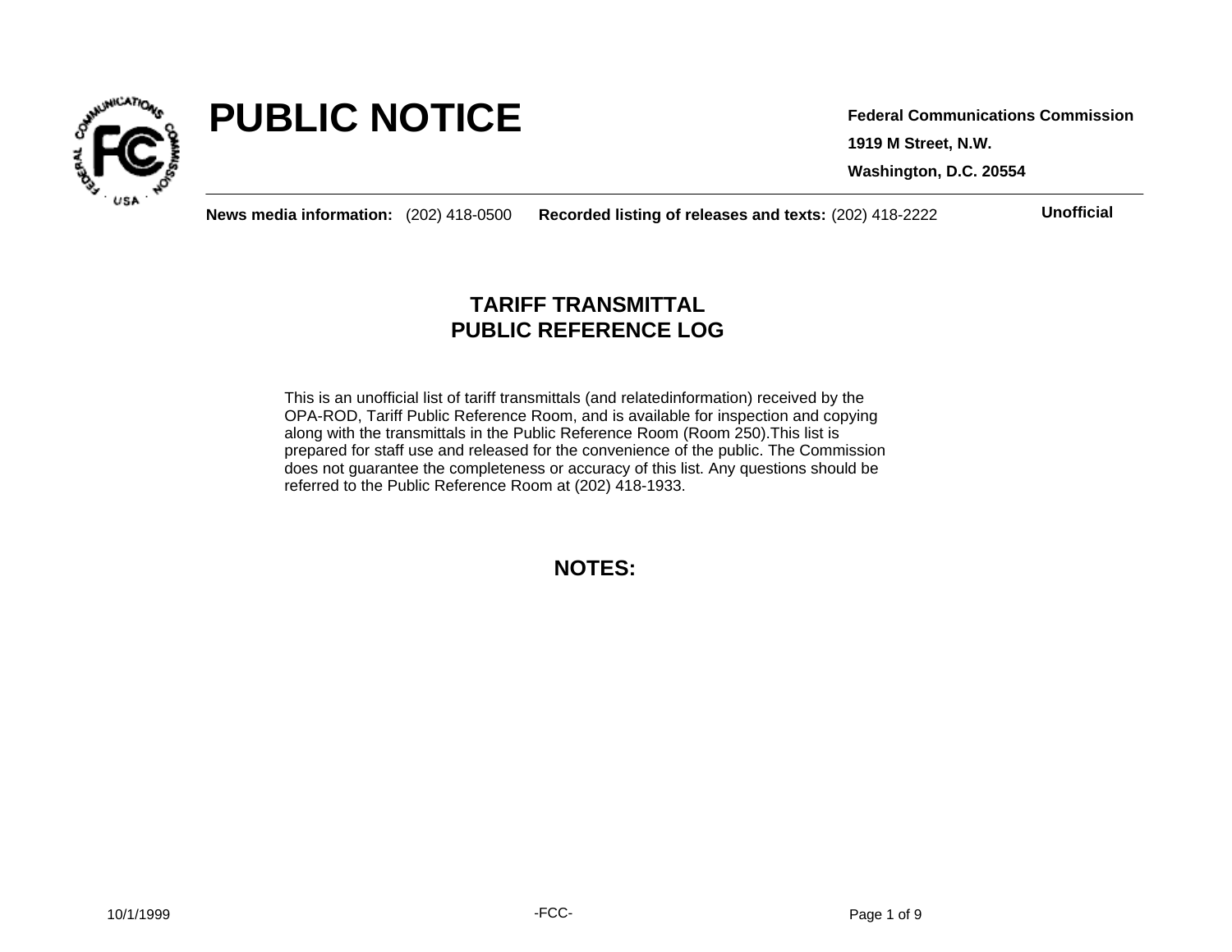# PUBLIC NOTICE

**Federal Communications Commission**

**1919 M Street, N.W.**

**Washington, D.C. 20554**

**News media information:** (202) 418-0500 **Recorded listing of releases and texts:** (202) 418-2222 **Unofficial**

## TARIFF TRANSMITTAL
## PUBLIC REFERENCE LOG

This is an unofficial list of tariff transmittals (and relatedinformation) received by the OPA-ROD, Tariff Public Reference Room, and is available for inspection and copying along with the transmittals in the Public Reference Room (Room 250).This list is prepared for staff use and released for the convenience of the public. The Commission does not guarantee the completeness or accuracy of this list. Any questions should be referred to the Public Reference Room at (202) 418-1933.

## NOTES:

10/1/1999

-FCC-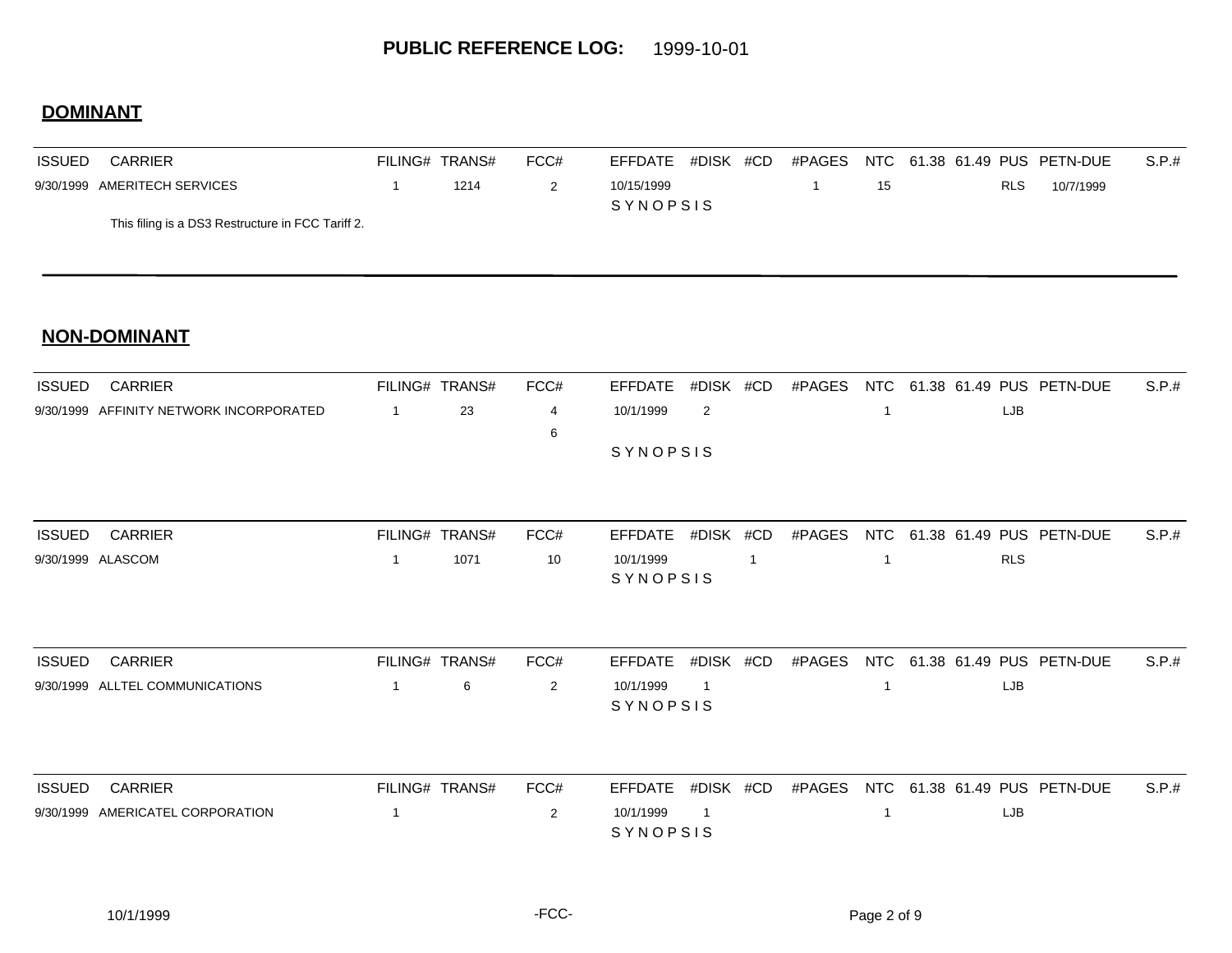# PUBLIC REFERENCE LOG: 1999-10-01

## DOMINANT

| ISSUED | CARRIER | FILING# | TRANS# | FCC# | EFFDATE | #DISK | #CD | #PAGES | NTC | 61.38 | 61.49 | PUS | PETN-DUE | S.P.# |
|---|---|---|---|---|---|---|---|---|---|---|---|---|---|---|
| 9/30/1999 | AMERITECH SERVICES | 1 | 1214 | 2 | 10/15/1999 | | | 1 | 15 | | | RLS | 10/7/1999 | |

SYNOPSIS

This filing is a DS3 Restructure in FCC Tariff 2.

## NON-DOMINANT

| ISSUED | CARRIER | FILING# | TRANS# | FCC# | EFFDATE | #DISK | #CD | #PAGES | NTC | 61.38 | 61.49 | PUS | PETN-DUE | S.P.# |
|---|---|---|---|---|---|---|---|---|---|---|---|---|---|---|
| 9/30/1999 | AFFINITY NETWORK INCORPORATED | 1 | 23 | 4<br>6 | 10/1/1999 | 2 | | | 1 | | | LJB | | |

SYNOPSIS

| ISSUED | CARRIER | FILING# | TRANS# | FCC# | EFFDATE | #DISK | #CD | #PAGES | NTC | 61.38 | 61.49 | PUS | PETN-DUE | S.P.# |
|---|---|---|---|---|---|---|---|---|---|---|---|---|---|---|
| 9/30/1999 | ALASCOM | 1 | 1071 | 10 | 10/1/1999 | | 1 | | 1 | | | RLS | | |

SYNOPSIS

| ISSUED | CARRIER | FILING# | TRANS# | FCC# | EFFDATE | #DISK | #CD | #PAGES | NTC | 61.38 | 61.49 | PUS | PETN-DUE | S.P.# |
|---|---|---|---|---|---|---|---|---|---|---|---|---|---|---|
| 9/30/1999 | ALLTEL COMMUNICATIONS | 1 | 6 | 2 | 10/1/1999 | 1 | | | 1 | | | LJB | | |

SYNOPSIS

| ISSUED | CARRIER | FILING# | TRANS# | FCC# | EFFDATE | #DISK | #CD | #PAGES | NTC | 61.38 | 61.49 | PUS | PETN-DUE | S.P.# |
|---|---|---|---|---|---|---|---|---|---|---|---|---|---|---|
| 9/30/1999 | AMERICATEL CORPORATION | 1 | | 2 | 10/1/1999 | 1 | | | 1 | | | LJB | | |

SYNOPSIS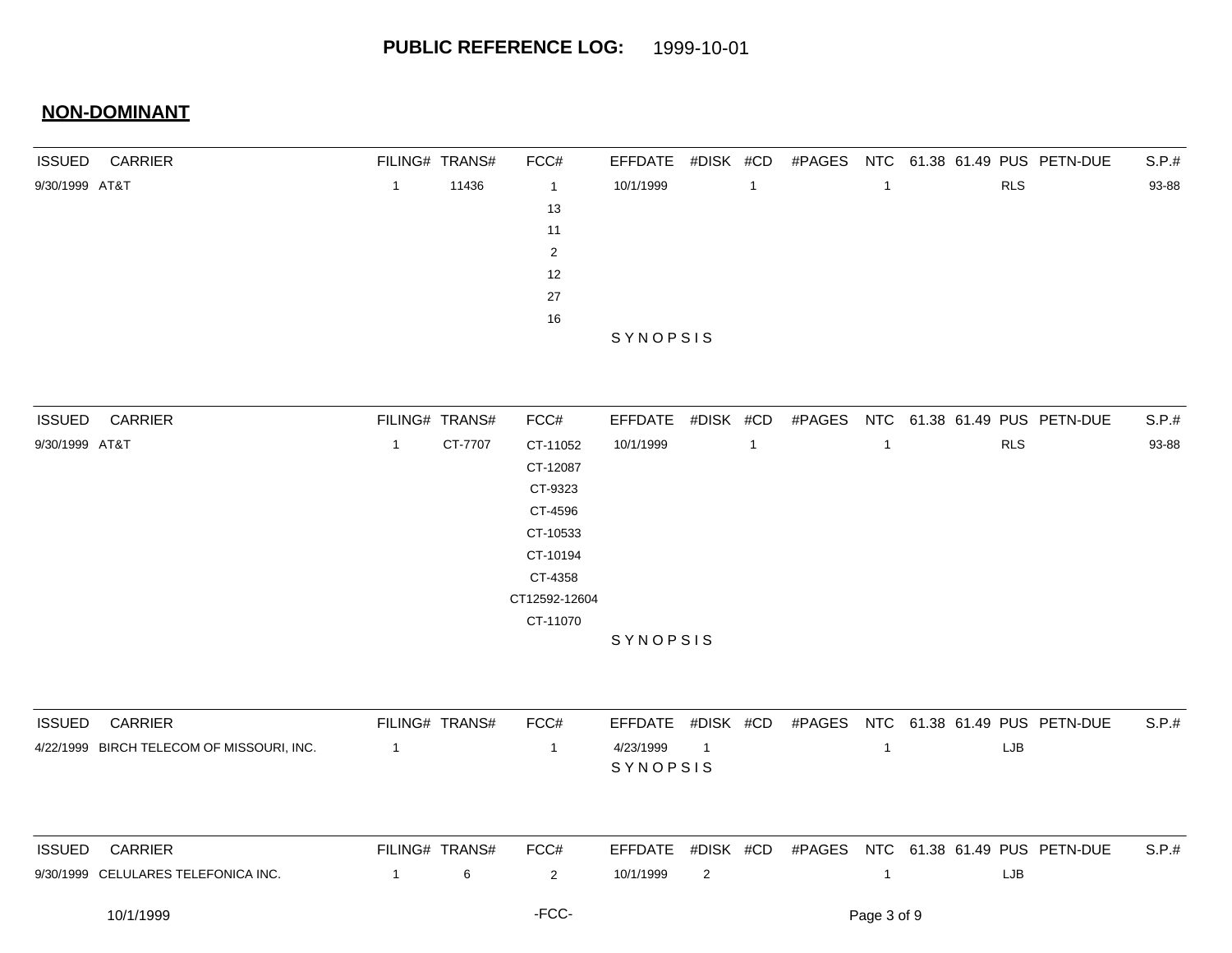**PUBLIC REFERENCE LOG:** 1999-10-01

## NON-DOMINANT

| ISSUED | CARRIER | FILING# | TRANS# | FCC# | EFFDATE | #DISK | #CD | #PAGES | NTC | 61.38 | 61.49 | PUS | PETN-DUE | S.P.# |
|---|---|---|---|---|---|---|---|---|---|---|---|---|---|---|
| 9/30/1999 | AT&T | 1 | 11436 | 1 | 10/1/1999 | | 1 | | 1 | | | RLS | | 93-88 |
| | | | | 13 | | | | | | | | | | |
| | | | | 11 | | | | | | | | | | |
| | | | | 2 | | | | | | | | | | |
| | | | | 12 | | | | | | | | | | |
| | | | | 27 | | | | | | | | | | |
| | | | | 16 | | | | | | | | | | |
| | | | | | SYNOPSIS | | | | | | | | | |

| ISSUED | CARRIER | FILING# | TRANS# | FCC# | EFFDATE | #DISK | #CD | #PAGES | NTC | 61.38 | 61.49 | PUS | PETN-DUE | S.P.# |
|---|---|---|---|---|---|---|---|---|---|---|---|---|---|---|
| 9/30/1999 | AT&T | 1 | CT-7707 | CT-11052 | 10/1/1999 | | 1 | | 1 | | | RLS | | 93-88 |
| | | | | CT-12087 | | | | | | | | | | |
| | | | | CT-9323 | | | | | | | | | | |
| | | | | CT-4596 | | | | | | | | | | |
| | | | | CT-10533 | | | | | | | | | | |
| | | | | CT-10194 | | | | | | | | | | |
| | | | | CT-4358 | | | | | | | | | | |
| | | | | CT12592-12604 | | | | | | | | | | |
| | | | | CT-11070 | | | | | | | | | | |
| | | | | | SYNOPSIS | | | | | | | | | |

| ISSUED | CARRIER | FILING# | TRANS# | FCC# | EFFDATE | #DISK | #CD | #PAGES | NTC | 61.38 | 61.49 | PUS | PETN-DUE | S.P.# |
|---|---|---|---|---|---|---|---|---|---|---|---|---|---|---|
| 4/22/1999 | BIRCH TELECOM OF MISSOURI, INC. | 1 | | 1 | 4/23/1999 | 1 | | | 1 | | | LJB | | |
| | | | | | SYNOPSIS | | | | | | | | | |

| ISSUED | CARRIER | FILING# | TRANS# | FCC# | EFFDATE | #DISK | #CD | #PAGES | NTC | 61.38 | 61.49 | PUS | PETN-DUE | S.P.# |
|---|---|---|---|---|---|---|---|---|---|---|---|---|---|---|
| 9/30/1999 | CELULARES TELEFONICA INC. | 1 | 6 | 2 | 10/1/1999 | 2 | | | 1 | | | LJB | | |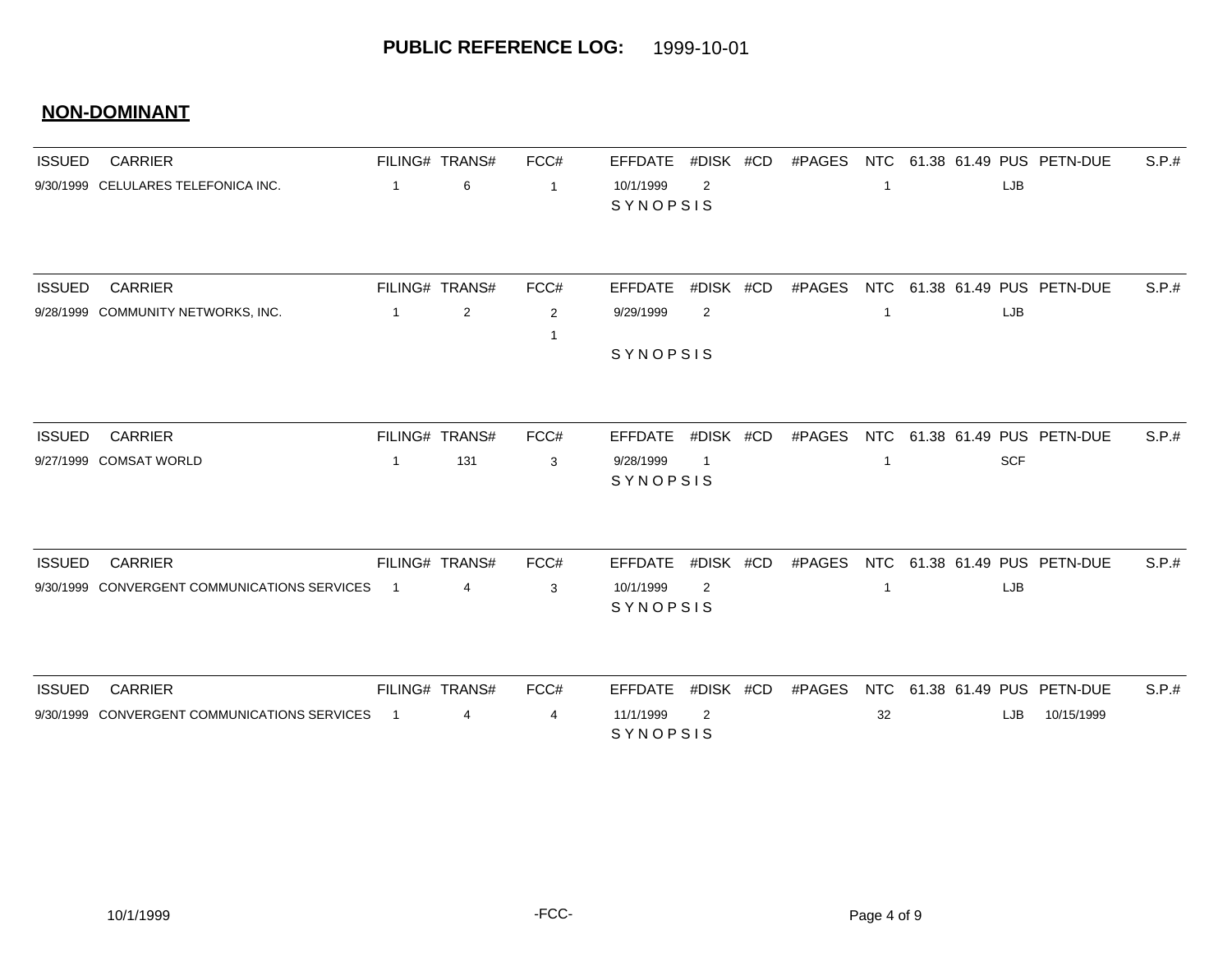## PUBLIC REFERENCE LOG: 1999-10-01

### NON-DOMINANT

| ISSUED | CARRIER | FILING# | TRANS# | FCC# | EFFDATE | #DISK | #CD | #PAGES | NTC | 61.38 | 61.49 | PUS | PETN-DUE | S.P.# |
|---|---|---|---|---|---|---|---|---|---|---|---|---|---|---|
| 9/30/1999 | CELULARES TELEFONICA INC. | 1 | 6 | 1 | 10/1/1999 | 2 | | | 1 | | | LJB | | |
| | | | | | SYNOPSIS | | | | | | | | | |

| ISSUED | CARRIER | FILING# | TRANS# | FCC# | EFFDATE | #DISK | #CD | #PAGES | NTC | 61.38 | 61.49 | PUS | PETN-DUE | S.P.# |
|---|---|---|---|---|---|---|---|---|---|---|---|---|---|---|
| 9/28/1999 | COMMUNITY NETWORKS, INC. | 1 | 2 | 2 | 9/29/1999 | 2 | | | 1 | | | LJB | | |
| | | | | 1 | | | | | | | | | | |
| | | | | | SYNOPSIS | | | | | | | | | |

| ISSUED | CARRIER | FILING# | TRANS# | FCC# | EFFDATE | #DISK | #CD | #PAGES | NTC | 61.38 | 61.49 | PUS | PETN-DUE | S.P.# |
|---|---|---|---|---|---|---|---|---|---|---|---|---|---|---|
| 9/27/1999 | COMSAT WORLD | 1 | 131 | 3 | 9/28/1999 | 1 | | | 1 | | | SCF | | |
| | | | | | SYNOPSIS | | | | | | | | | |

| ISSUED | CARRIER | FILING# | TRANS# | FCC# | EFFDATE | #DISK | #CD | #PAGES | NTC | 61.38 | 61.49 | PUS | PETN-DUE | S.P.# |
|---|---|---|---|---|---|---|---|---|---|---|---|---|---|---|
| 9/30/1999 | CONVERGENT COMMUNICATIONS SERVICES | 1 | 4 | 3 | 10/1/1999 | 2 | | | 1 | | | LJB | | |
| | | | | | SYNOPSIS | | | | | | | | | |

| ISSUED | CARRIER | FILING# | TRANS# | FCC# | EFFDATE | #DISK | #CD | #PAGES | NTC | 61.38 | 61.49 | PUS | PETN-DUE | S.P.# |
|---|---|---|---|---|---|---|---|---|---|---|---|---|---|---|
| 9/30/1999 | CONVERGENT COMMUNICATIONS SERVICES | 1 | 4 | 4 | 11/1/1999 | 2 | | | 32 | | | LJB | 10/15/1999 | |
| | | | | | SYNOPSIS | | | | | | | | | |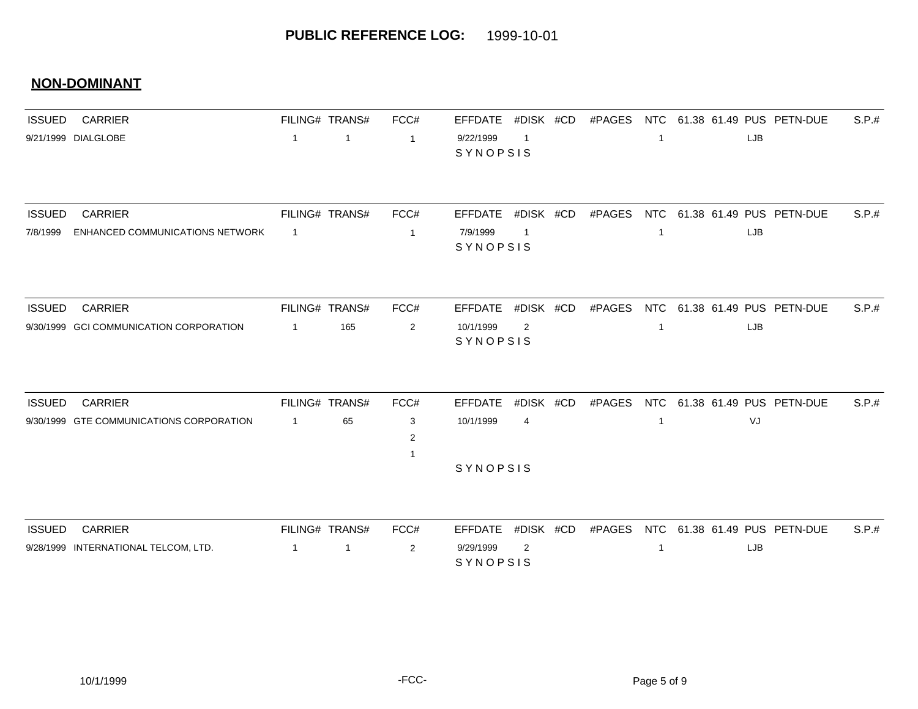# PUBLIC REFERENCE LOG: 1999-10-01

## NON-DOMINANT

| ISSUED | CARRIER | FILING# | TRANS# | FCC# | EFFDATE | #DISK | #CD | #PAGES | NTC | 61.38 | 61.49 | PUS | PETN-DUE | S.P.# |
|---|---|---|---|---|---|---|---|---|---|---|---|---|---|---|
| 9/21/1999 | DIALGLOBE | 1 | 1 | 1 | 9/22/1999 | 1 | | | 1 | | | LJB | | |
| | | | | | SYNOPSIS | | | | | | | | | |

| ISSUED | CARRIER | FILING# | TRANS# | FCC# | EFFDATE | #DISK | #CD | #PAGES | NTC | 61.38 | 61.49 | PUS | PETN-DUE | S.P.# |
|---|---|---|---|---|---|---|---|---|---|---|---|---|---|---|
| 7/8/1999 | ENHANCED COMMUNICATIONS NETWORK | 1 | | 1 | 7/9/1999 | 1 | | | 1 | | | LJB | | |
| | | | | | SYNOPSIS | | | | | | | | | |

| ISSUED | CARRIER | FILING# | TRANS# | FCC# | EFFDATE | #DISK | #CD | #PAGES | NTC | 61.38 | 61.49 | PUS | PETN-DUE | S.P.# |
|---|---|---|---|---|---|---|---|---|---|---|---|---|---|---|
| 9/30/1999 | GCI COMMUNICATION CORPORATION | 1 | 165 | 2 | 10/1/1999 | 2 | | | 1 | | | LJB | | |
| | | | | | SYNOPSIS | | | | | | | | | |

| ISSUED | CARRIER | FILING# | TRANS# | FCC# | EFFDATE | #DISK | #CD | #PAGES | NTC | 61.38 | 61.49 | PUS | PETN-DUE | S.P.# |
|---|---|---|---|---|---|---|---|---|---|---|---|---|---|---|
| 9/30/1999 | GTE COMMUNICATIONS CORPORATION | 1 | 65 | 3 | 10/1/1999 | 4 | | | 1 | | | VJ | | |
| | | | | 2 | | | | | | | | | | |
| | | | | 1 | | | | | | | | | | |
| | | | | | SYNOPSIS | | | | | | | | | |

| ISSUED | CARRIER | FILING# | TRANS# | FCC# | EFFDATE | #DISK | #CD | #PAGES | NTC | 61.38 | 61.49 | PUS | PETN-DUE | S.P.# |
|---|---|---|---|---|---|---|---|---|---|---|---|---|---|---|
| 9/28/1999 | INTERNATIONAL TELCOM, LTD. | 1 | 1 | 2 | 9/29/1999 | 2 | | | 1 | | | LJB | | |
| | | | | | SYNOPSIS | | | | | | | | | |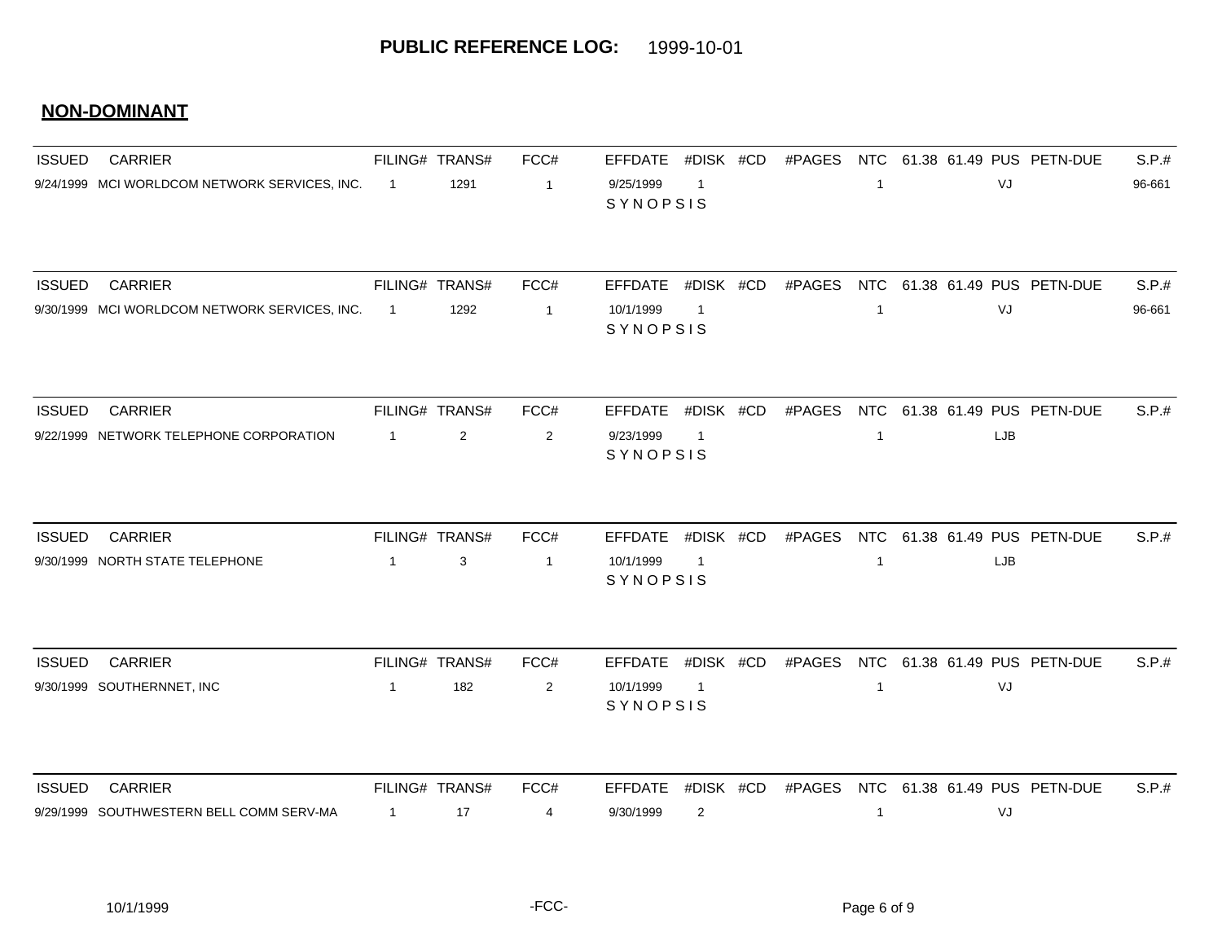**PUBLIC REFERENCE LOG:** 1999-10-01

## NON-DOMINANT

| ISSUED | CARRIER | FILING# | TRANS# | FCC# | EFFDATE | #DISK | #CD | #PAGES | NTC | 61.38 | 61.49 | PUS | PETN-DUE | S.P.# |
|---|---|---|---|---|---|---|---|---|---|---|---|---|---|---|
| 9/24/1999 | MCI WORLDCOM NETWORK SERVICES, INC. | 1 | 1291 | 1 | 9/25/1999 | 1 | | | 1 | | | VJ | | 96-661 |
| | | | | | SYNOPSIS | | | | | | | | | |

| ISSUED | CARRIER | FILING# | TRANS# | FCC# | EFFDATE | #DISK | #CD | #PAGES | NTC | 61.38 | 61.49 | PUS | PETN-DUE | S.P.# |
|---|---|---|---|---|---|---|---|---|---|---|---|---|---|---|
| 9/30/1999 | MCI WORLDCOM NETWORK SERVICES, INC. | 1 | 1292 | 1 | 10/1/1999 | 1 | | | 1 | | | VJ | | 96-661 |
| | | | | | SYNOPSIS | | | | | | | | | |

| ISSUED | CARRIER | FILING# | TRANS# | FCC# | EFFDATE | #DISK | #CD | #PAGES | NTC | 61.38 | 61.49 | PUS | PETN-DUE | S.P.# |
|---|---|---|---|---|---|---|---|---|---|---|---|---|---|---|
| 9/22/1999 | NETWORK TELEPHONE CORPORATION | 1 | 2 | 2 | 9/23/1999 | 1 | | | 1 | | | LJB | | |
| | | | | | SYNOPSIS | | | | | | | | | |

| ISSUED | CARRIER | FILING# | TRANS# | FCC# | EFFDATE | #DISK | #CD | #PAGES | NTC | 61.38 | 61.49 | PUS | PETN-DUE | S.P.# |
|---|---|---|---|---|---|---|---|---|---|---|---|---|---|---|
| 9/30/1999 | NORTH STATE TELEPHONE | 1 | 3 | 1 | 10/1/1999 | 1 | | | 1 | | | LJB | | |
| | | | | | SYNOPSIS | | | | | | | | | |

| ISSUED | CARRIER | FILING# | TRANS# | FCC# | EFFDATE | #DISK | #CD | #PAGES | NTC | 61.38 | 61.49 | PUS | PETN-DUE | S.P.# |
|---|---|---|---|---|---|---|---|---|---|---|---|---|---|---|
| 9/30/1999 | SOUTHERNNET, INC | 1 | 182 | 2 | 10/1/1999 | 1 | | | 1 | | | VJ | | |
| | | | | | SYNOPSIS | | | | | | | | | |

| ISSUED | CARRIER | FILING# | TRANS# | FCC# | EFFDATE | #DISK | #CD | #PAGES | NTC | 61.38 | 61.49 | PUS | PETN-DUE | S.P.# |
|---|---|---|---|---|---|---|---|---|---|---|---|---|---|---|
| 9/29/1999 | SOUTHWESTERN BELL COMM SERV-MA | 1 | 17 | 4 | 9/30/1999 | 2 | | | 1 | | | VJ | | |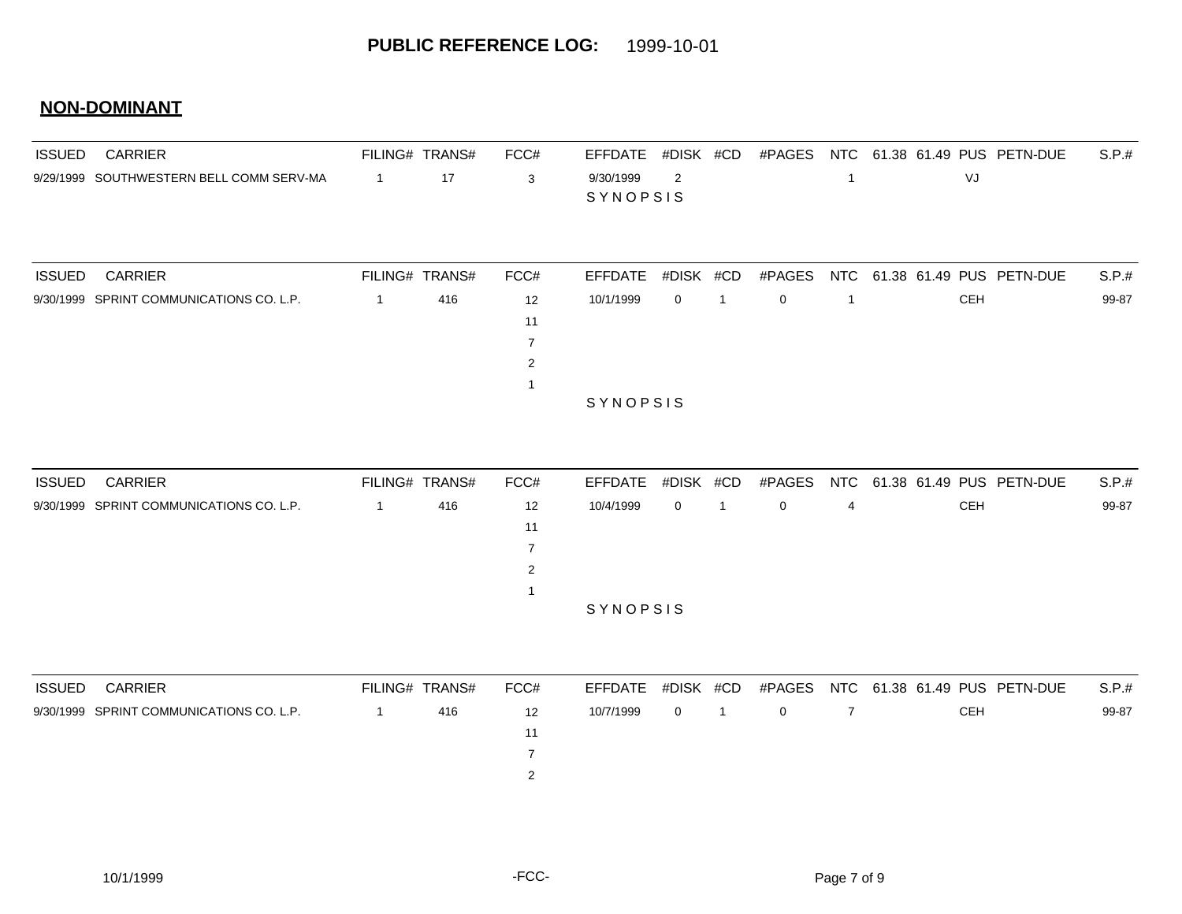# PUBLIC REFERENCE LOG: 1999-10-01

## NON-DOMINANT

| ISSUED | CARRIER | FILING# | TRANS# | FCC# | EFFDATE | #DISK | #CD | #PAGES | NTC | 61.38 | 61.49 | PUS | PETN-DUE | S.P.# |
|---|---|---|---|---|---|---|---|---|---|---|---|---|---|---|
| 9/29/1999 | SOUTHWESTERN BELL COMM SERV-MA | 1 | 17 | 3 | 9/30/1999 | 2 | | | 1 | | | VJ | | |

SYNOPSIS

| ISSUED | CARRIER | FILING# | TRANS# | FCC# | EFFDATE | #DISK | #CD | #PAGES | NTC | 61.38 | 61.49 | PUS | PETN-DUE | S.P.# |
|---|---|---|---|---|---|---|---|---|---|---|---|---|---|---|
| 9/30/1999 | SPRINT COMMUNICATIONS CO. L.P. | 1 | 416 | 12<br>11<br>7<br>2<br>1 | 10/1/1999 | 0 | 1 | 0 | 1 | | | CEH | | 99-87 |

SYNOPSIS

| ISSUED | CARRIER | FILING# | TRANS# | FCC# | EFFDATE | #DISK | #CD | #PAGES | NTC | 61.38 | 61.49 | PUS | PETN-DUE | S.P.# |
|---|---|---|---|---|---|---|---|---|---|---|---|---|---|---|
| 9/30/1999 | SPRINT COMMUNICATIONS CO. L.P. | 1 | 416 | 12<br>11<br>7<br>2<br>1 | 10/4/1999 | 0 | 1 | 0 | 4 | | | CEH | | 99-87 |

SYNOPSIS

| ISSUED | CARRIER | FILING# | TRANS# | FCC# | EFFDATE | #DISK | #CD | #PAGES | NTC | 61.38 | 61.49 | PUS | PETN-DUE | S.P.# |
|---|---|---|---|---|---|---|---|---|---|---|---|---|---|---|
| 9/30/1999 | SPRINT COMMUNICATIONS CO. L.P. | 1 | 416 | 12<br>11<br>7<br>2 | 10/7/1999 | 0 | 1 | 0 | 7 | | | CEH | | 99-87 |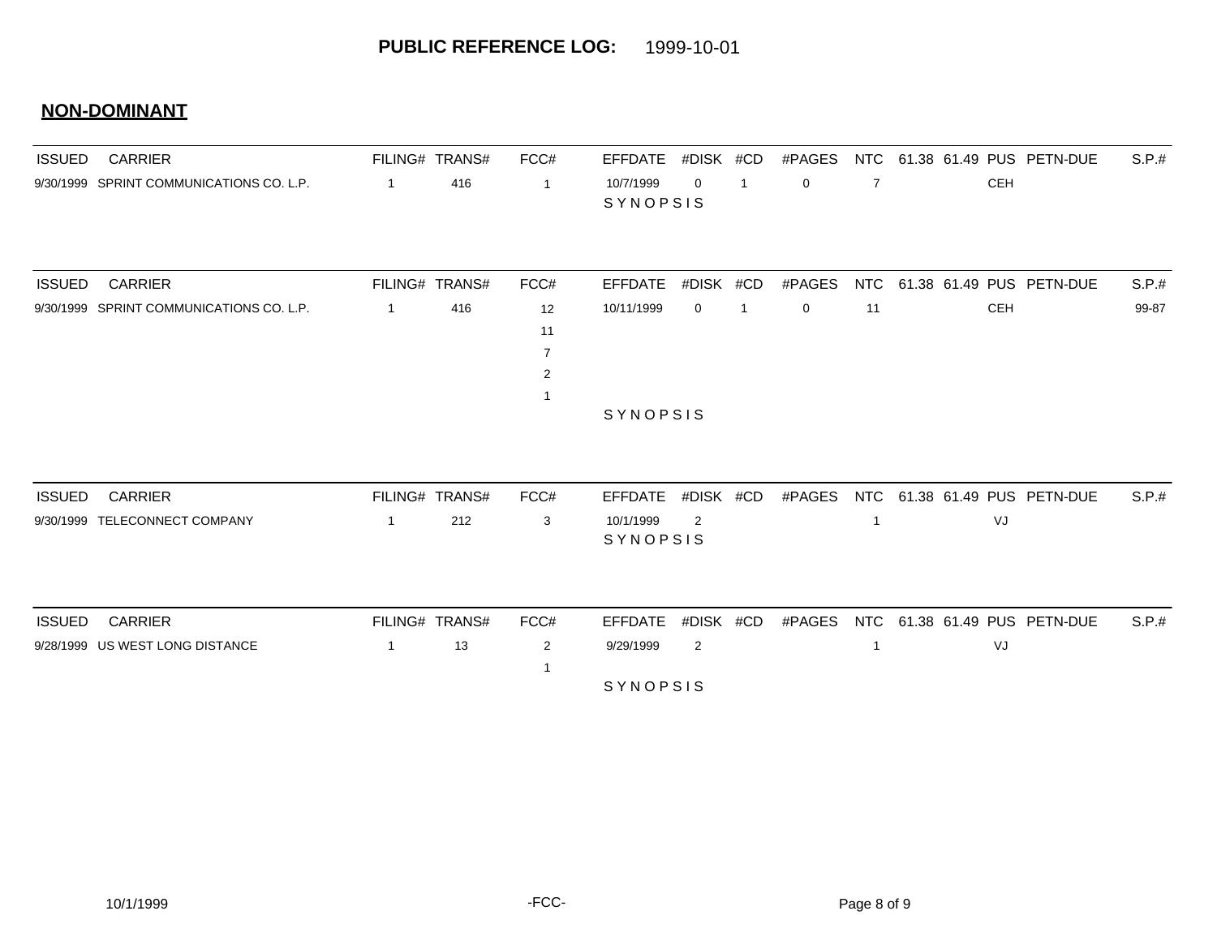# PUBLIC REFERENCE LOG: 1999-10-01

## NON-DOMINANT

| ISSUED | CARRIER | FILING# | TRANS# | FCC# | EFFDATE | #DISK | #CD | #PAGES | NTC | 61.38 | 61.49 | PUS | PETN-DUE | S.P.# |
|---|---|---|---|---|---|---|---|---|---|---|---|---|---|---|
| 9/30/1999 | SPRINT COMMUNICATIONS CO. L.P. | 1 | 416 | 1 | 10/7/1999 | 0 | 1 | 0 | 7 | | | CEH | | |

SYNOPSIS

| ISSUED | CARRIER | FILING# | TRANS# | FCC# | EFFDATE | #DISK | #CD | #PAGES | NTC | 61.38 | 61.49 | PUS | PETN-DUE | S.P.# |
|---|---|---|---|---|---|---|---|---|---|---|---|---|---|---|
| 9/30/1999 | SPRINT COMMUNICATIONS CO. L.P. | 1 | 416 | 12<br>11<br>7<br>2<br>1 | 10/11/1999 | 0 | 1 | 0 | 11 | | | CEH | | 99-87 |

SYNOPSIS

| ISSUED | CARRIER | FILING# | TRANS# | FCC# | EFFDATE | #DISK | #CD | #PAGES | NTC | 61.38 | 61.49 | PUS | PETN-DUE | S.P.# |
|---|---|---|---|---|---|---|---|---|---|---|---|---|---|---|
| 9/30/1999 | TELECONNECT COMPANY | 1 | 212 | 3 | 10/1/1999 | 2 | | | 1 | | | VJ | | |

SYNOPSIS

| ISSUED | CARRIER | FILING# | TRANS# | FCC# | EFFDATE | #DISK | #CD | #PAGES | NTC | 61.38 | 61.49 | PUS | PETN-DUE | S.P.# |
|---|---|---|---|---|---|---|---|---|---|---|---|---|---|---|
| 9/28/1999 | US WEST LONG DISTANCE | 1 | 13 | 2<br>1 | 9/29/1999 | 2 | | | 1 | | | VJ | | |

SYNOPSIS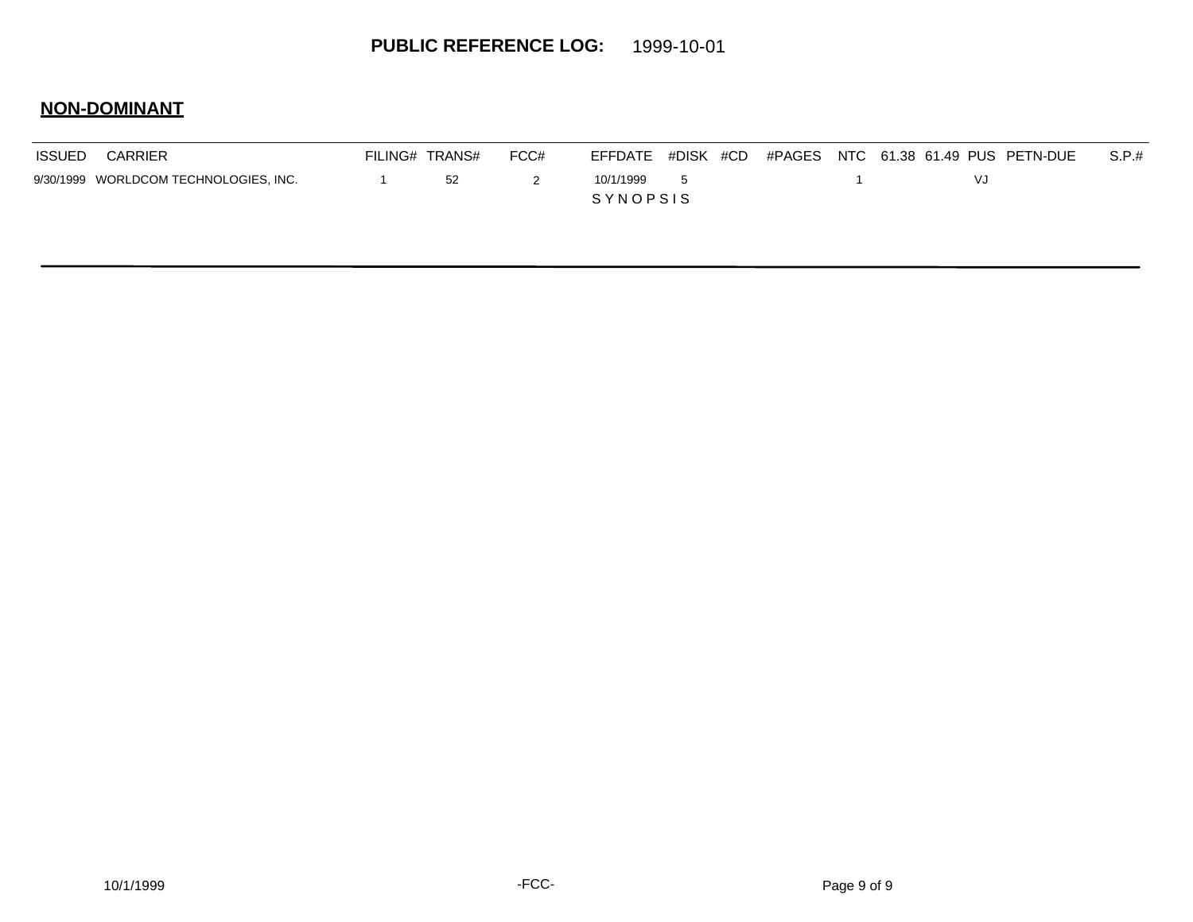**PUBLIC REFERENCE LOG:** 1999-10-01

## NON-DOMINANT

| ISSUED | CARRIER | FILING# | TRANS# | FCC# | EFFDATE | #DISK | #CD | #PAGES | NTC | 61.38 | 61.49 | PUS | PETN-DUE | S.P.# |
|---|---|---|---|---|---|---|---|---|---|---|---|---|---|---|
| 9/30/1999 | WORLDCOM TECHNOLOGIES, INC. | 1 | 52 | 2 | 10/1/1999 | 5 | | | 1 | | | VJ | | |

SYNOPSIS